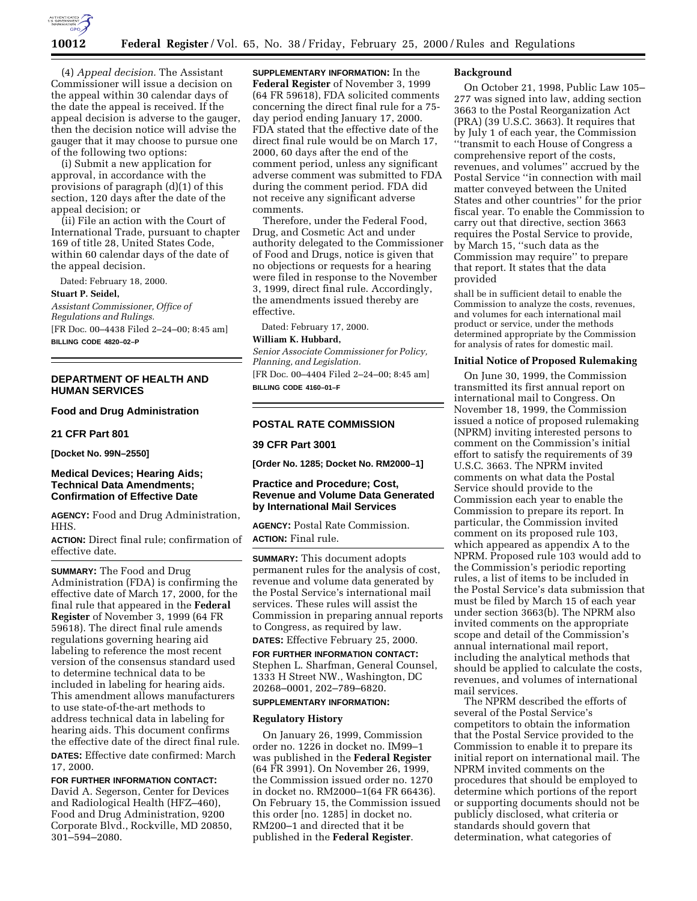(4) *Appeal decision.* The Assistant Commissioner will issue a decision on the appeal within 30 calendar days of the date the appeal is received. If the appeal decision is adverse to the gauger, then the decision notice will advise the gauger that it may choose to pursue one of the following two options:

(i) Submit a new application for approval, in accordance with the provisions of paragraph (d)(1) of this section, 120 days after the date of the appeal decision; or

(ii) File an action with the Court of International Trade, pursuant to chapter 169 of title 28, United States Code, within 60 calendar days of the date of the appeal decision.

Dated: February 18, 2000.

**Stuart P. Seidel,**

*Assistant Commissioner, Office of Regulations and Rulings.*

[FR Doc. 00–4438 Filed 2–24–00; 8:45 am]

**BILLING CODE 4820–02–P**

## DEPARTMENT OF HEALTH AND HUMAN SERVICES

### Food and Drug Administration

### 21 CFR Part 801

**[Docket No. 99N–2550]**

### Medical Devices; Hearing Aids; Technical Data Amendments; Confirmation of Effective Date

**AGENCY:** Food and Drug Administration, HHS.

**ACTION:** Direct final rule; confirmation of effective date.

**SUMMARY:** The Food and Drug Administration (FDA) is confirming the effective date of March 17, 2000, for the final rule that appeared in the **Federal Register** of November 3, 1999 (64 FR 59618). The direct final rule amends regulations governing hearing aid labeling to reference the most recent version of the consensus standard used to determine technical data to be included in labeling for hearing aids. This amendment allows manufacturers to use state-of-the-art methods to address technical data in labeling for hearing aids. This document confirms the effective date of the direct final rule.

**DATES:** Effective date confirmed: March 17, 2000.

**FOR FURTHER INFORMATION CONTACT:** David A. Segerson, Center for Devices and Radiological Health (HFZ–460), Food and Drug Administration, 9200 Corporate Blvd., Rockville, MD 20850, 301–594–2080.

**SUPPLEMENTARY INFORMATION:** In the **Federal Register** of November 3, 1999 (64 FR 59618), FDA solicited comments concerning the direct final rule for a 75-day period ending January 17, 2000. FDA stated that the effective date of the direct final rule would be on March 17, 2000, 60 days after the end of the comment period, unless any significant adverse comment was submitted to FDA during the comment period. FDA did not receive any significant adverse comments.

Therefore, under the Federal Food, Drug, and Cosmetic Act and under authority delegated to the Commissioner of Food and Drugs, notice is given that no objections or requests for a hearing were filed in response to the November 3, 1999, direct final rule. Accordingly, the amendments issued thereby are effective.

Dated: February 17, 2000.

**William K. Hubbard,**

*Senior Associate Commissioner for Policy, Planning, and Legislation.*

[FR Doc. 00–4404 Filed 2–24–00; 8:45 am]

**BILLING CODE 4160–01–F**

## POSTAL RATE COMMISSION

### 39 CFR Part 3001

**[Order No. 1285; Docket No. RM2000–1]**

### Practice and Procedure; Cost, Revenue and Volume Data Generated by International Mail Services

**AGENCY:** Postal Rate Commission.

**ACTION:** Final rule.

**SUMMARY:** This document adopts permanent rules for the analysis of cost, revenue and volume data generated by the Postal Service's international mail services. These rules will assist the Commission in preparing annual reports to Congress, as required by law.

**DATES:** Effective February 25, 2000.

**FOR FURTHER INFORMATION CONTACT:** Stephen L. Sharfman, General Counsel, 1333 H Street NW., Washington, DC 20268–0001, 202–789–6820.

**SUPPLEMENTARY INFORMATION:**

#### Regulatory History

On January 26, 1999, Commission order no. 1226 in docket no. IM99–1 was published in the **Federal Register** (64 FR 3991). On November 26, 1999, the Commission issued order no. 1270 in docket no. RM2000–1(64 FR 66436). On February 15, the Commission issued this order [no. 1285] in docket no. RM200–1 and directed that it be published in the **Federal Register**.

#### Background

On October 21, 1998, Public Law 105–277 was signed into law, adding section 3663 to the Postal Reorganization Act (PRA) (39 U.S.C. 3663). It requires that by July 1 of each year, the Commission ''transmit to each House of Congress a comprehensive report of the costs, revenues, and volumes'' accrued by the Postal Service ''in connection with mail matter conveyed between the United States and other countries'' for the prior fiscal year. To enable the Commission to carry out that directive, section 3663 requires the Postal Service to provide, by March 15, ''such data as the Commission may require'' to prepare that report. It states that the data provided

> shall be in sufficient detail to enable the Commission to analyze the costs, revenues, and volumes for each international mail product or service, under the methods determined appropriate by the Commission for analysis of rates for domestic mail.

#### Initial Notice of Proposed Rulemaking

On June 30, 1999, the Commission transmitted its first annual report on international mail to Congress. On November 18, 1999, the Commission issued a notice of proposed rulemaking (NPRM) inviting interested persons to comment on the Commission's initial effort to satisfy the requirements of 39 U.S.C. 3663. The NPRM invited comments on what data the Postal Service should provide to the Commission each year to enable the Commission to prepare its report. In particular, the Commission invited comment on its proposed rule 103, which appeared as appendix A to the NPRM. Proposed rule 103 would add to the Commission's periodic reporting rules, a list of items to be included in the Postal Service's data submission that must be filed by March 15 of each year under section 3663(b). The NPRM also invited comments on the appropriate scope and detail of the Commission's annual international mail report, including the analytical methods that should be applied to calculate the costs, revenues, and volumes of international mail services.

The NPRM described the efforts of several of the Postal Service's competitors to obtain the information that the Postal Service provided to the Commission to enable it to prepare its initial report on international mail. The NPRM invited comments on the procedures that should be employed to determine which portions of the report or supporting documents should not be publicly disclosed, what criteria or standards should govern that determination, what categories of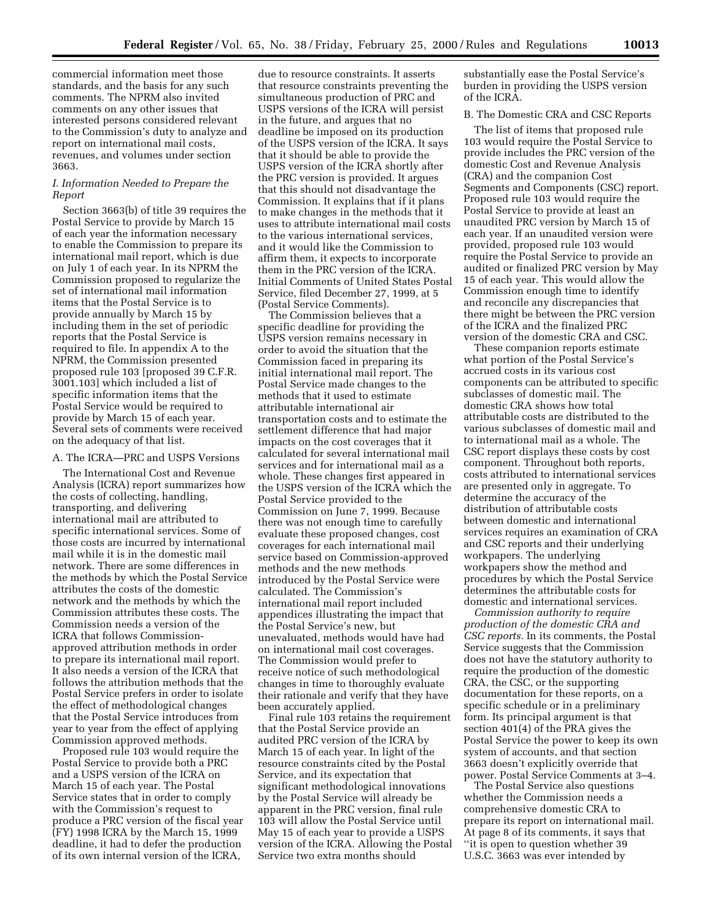commercial information meet those standards, and the basis for any such comments. The NPRM also invited comments on any other issues that interested persons considered relevant to the Commission's duty to analyze and report on international mail costs, revenues, and volumes under section 3663.

### *I. Information Needed to Prepare the Report*

Section 3663(b) of title 39 requires the Postal Service to provide by March 15 of each year the information necessary to enable the Commission to prepare its international mail report, which is due on July 1 of each year. In its NPRM the Commission proposed to regularize the set of international mail information items that the Postal Service is to provide annually by March 15 by including them in the set of periodic reports that the Postal Service is required to file. In appendix A to the NPRM, the Commission presented proposed rule 103 [proposed 39 C.F.R. 3001.103] which included a list of specific information items that the Postal Service would be required to provide by March 15 of each year. Several sets of comments were received on the adequacy of that list.

#### A. The ICRA—PRC and USPS Versions

The International Cost and Revenue Analysis (ICRA) report summarizes how the costs of collecting, handling, transporting, and delivering international mail are attributed to specific international services. Some of those costs are incurred by international mail while it is in the domestic mail network. There are some differences in the methods by which the Postal Service attributes the costs of the domestic network and the methods by which the Commission attributes these costs. The Commission needs a version of the ICRA that follows Commission-approved attribution methods in order to prepare its international mail report. It also needs a version of the ICRA that follows the attribution methods that the Postal Service prefers in order to isolate the effect of methodological changes that the Postal Service introduces from year to year from the effect of applying Commission approved methods.

Proposed rule 103 would require the Postal Service to provide both a PRC and a USPS version of the ICRA on March 15 of each year. The Postal Service states that in order to comply with the Commission's request to produce a PRC version of the fiscal year (FY) 1998 ICRA by the March 15, 1999 deadline, it had to defer the production of its own internal version of the ICRA, due to resource constraints. It asserts that resource constraints preventing the simultaneous production of PRC and USPS versions of the ICRA will persist in the future, and argues that no deadline be imposed on its production of the USPS version of the ICRA. It says that it should be able to provide the USPS version of the ICRA shortly after the PRC version is provided. It argues that this should not disadvantage the Commission. It explains that if it plans to make changes in the methods that it uses to attribute international mail costs to the various international services, and it would like the Commission to affirm them, it expects to incorporate them in the PRC version of the ICRA. Initial Comments of United States Postal Service, filed December 27, 1999, at 5 (Postal Service Comments).

The Commission believes that a specific deadline for providing the USPS version remains necessary in order to avoid the situation that the Commission faced in preparing its initial international mail report. The Postal Service made changes to the methods that it used to estimate attributable international air transportation costs and to estimate the settlement difference that had major impacts on the cost coverages that it calculated for several international mail services and for international mail as a whole. These changes first appeared in the USPS version of the ICRA which the Postal Service provided to the Commission on June 7, 1999. Because there was not enough time to carefully evaluate these proposed changes, cost coverages for each international mail service based on Commission-approved methods and the new methods introduced by the Postal Service were calculated. The Commission's international mail report included appendices illustrating the impact that the Postal Service's new, but unevaluated, methods would have had on international mail cost coverages. The Commission would prefer to receive notice of such methodological changes in time to thoroughly evaluate their rationale and verify that they have been accurately applied.

Final rule 103 retains the requirement that the Postal Service provide an audited PRC version of the ICRA by March 15 of each year. In light of the resource constraints cited by the Postal Service, and its expectation that significant methodological innovations by the Postal Service will already be apparent in the PRC version, final rule 103 will allow the Postal Service until May 15 of each year to provide a USPS version of the ICRA. Allowing the Postal Service two extra months should substantially ease the Postal Service's burden in providing the USPS version of the ICRA.

#### B. The Domestic CRA and CSC Reports

The list of items that proposed rule 103 would require the Postal Service to provide includes the PRC version of the domestic Cost and Revenue Analysis (CRA) and the companion Cost Segments and Components (CSC) report. Proposed rule 103 would require the Postal Service to provide at least an unaudited PRC version by March 15 of each year. If an unaudited version were provided, proposed rule 103 would require the Postal Service to provide an audited or finalized PRC version by May 15 of each year. This would allow the Commission enough time to identify and reconcile any discrepancies that there might be between the PRC version of the ICRA and the finalized PRC version of the domestic CRA and CSC.

These companion reports estimate what portion of the Postal Service's accrued costs in its various cost components can be attributed to specific subclasses of domestic mail. The domestic CRA shows how total attributable costs are distributed to the various subclasses of domestic mail and to international mail as a whole. The CSC report displays these costs by cost component. Throughout both reports, costs attributed to international services are presented only in aggregate. To determine the accuracy of the distribution of attributable costs between domestic and international services requires an examination of CRA and CSC reports and their underlying workpapers. The underlying workpapers show the method and procedures by which the Postal Service determines the attributable costs for domestic and international services.

*Commission authority to require production of the domestic CRA and CSC reports.* In its comments, the Postal Service suggests that the Commission does not have the statutory authority to require the production of the domestic CRA, the CSC, or the supporting documentation for these reports, on a specific schedule or in a preliminary form. Its principal argument is that section 401(4) of the PRA gives the Postal Service the power to keep its own system of accounts, and that section 3663 doesn't explicitly override that power. Postal Service Comments at 3–4.

The Postal Service also questions whether the Commission needs a comprehensive domestic CRA to prepare its report on international mail. At page 8 of its comments, it says that ''it is open to question whether 39 U.S.C. 3663 was ever intended by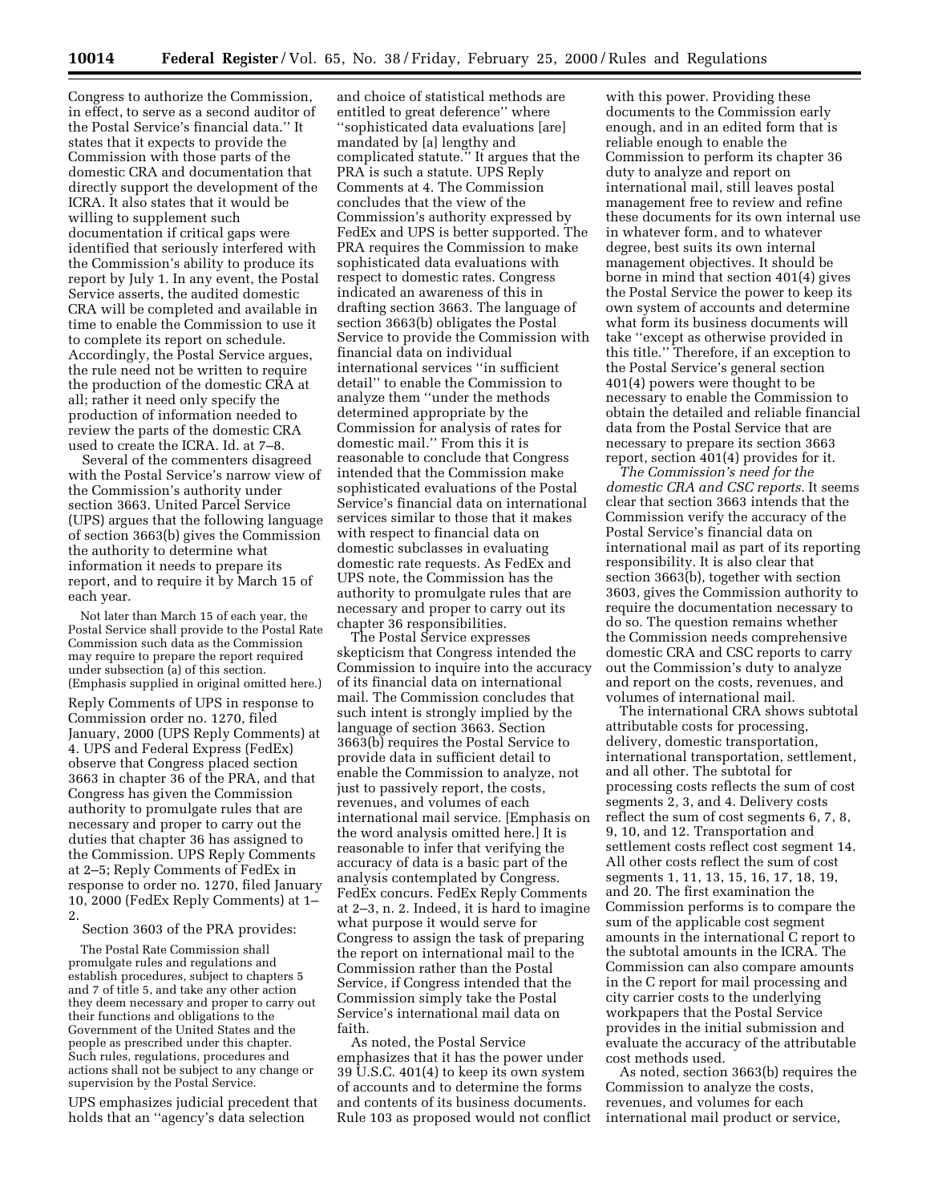Congress to authorize the Commission, in effect, to serve as a second auditor of the Postal Service's financial data.'' It states that it expects to provide the Commission with those parts of the domestic CRA and documentation that directly support the development of the ICRA. It also states that it would be willing to supplement such documentation if critical gaps were identified that seriously interfered with the Commission's ability to produce its report by July 1. In any event, the Postal Service asserts, the audited domestic CRA will be completed and available in time to enable the Commission to use it to complete its report on schedule. Accordingly, the Postal Service argues, the rule need not be written to require the production of the domestic CRA at all; rather it need only specify the production of information needed to review the parts of the domestic CRA used to create the ICRA. Id. at 7–8.

Several of the commenters disagreed with the Postal Service's narrow view of the Commission's authority under section 3663. United Parcel Service (UPS) argues that the following language of section 3663(b) gives the Commission the authority to determine what information it needs to prepare its report, and to require it by March 15 of each year.

> Not later than March 15 of each year, the Postal Service shall provide to the Postal Rate Commission such data as the Commission may require to prepare the report required under subsection (a) of this section. (Emphasis supplied in original omitted here.)

Reply Comments of UPS in response to Commission order no. 1270, filed January, 2000 (UPS Reply Comments) at 4. UPS and Federal Express (FedEx) observe that Congress placed section 3663 in chapter 36 of the PRA, and that Congress has given the Commission authority to promulgate rules that are necessary and proper to carry out the duties that chapter 36 has assigned to the Commission. UPS Reply Comments at 2–5; Reply Comments of FedEx in response to order no. 1270, filed January 10, 2000 (FedEx Reply Comments) at 1–2.

Section 3603 of the PRA provides:

> The Postal Rate Commission shall promulgate rules and regulations and establish procedures, subject to chapters 5 and 7 of title 5, and take any other action they deem necessary and proper to carry out their functions and obligations to the Government of the United States and the people as prescribed under this chapter. Such rules, regulations, procedures and actions shall not be subject to any change or supervision by the Postal Service.

UPS emphasizes judicial precedent that holds that an ''agency's data selection and choice of statistical methods are entitled to great deference'' where ''sophisticated data evaluations [are] mandated by [a] lengthy and complicated statute.'' It argues that the PRA is such a statute. UPS Reply Comments at 4. The Commission concludes that the view of the Commission's authority expressed by FedEx and UPS is better supported. The PRA requires the Commission to make sophisticated data evaluations with respect to domestic rates. Congress indicated an awareness of this in drafting section 3663. The language of section 3663(b) obligates the Postal Service to provide the Commission with financial data on individual international services ''in sufficient detail'' to enable the Commission to analyze them ''under the methods determined appropriate by the Commission for analysis of rates for domestic mail.'' From this it is reasonable to conclude that Congress intended that the Commission make sophisticated evaluations of the Postal Service's financial data on international services similar to those that it makes with respect to financial data on domestic subclasses in evaluating domestic rate requests. As FedEx and UPS note, the Commission has the authority to promulgate rules that are necessary and proper to carry out its chapter 36 responsibilities.

The Postal Service expresses skepticism that Congress intended the Commission to inquire into the accuracy of its financial data on international mail. The Commission concludes that such intent is strongly implied by the language of section 3663. Section 3663(b) requires the Postal Service to provide data in sufficient detail to enable the Commission to analyze, not just to passively report, the costs, revenues, and volumes of each international mail service. [Emphasis on the word analysis omitted here.] It is reasonable to infer that verifying the accuracy of data is a basic part of the analysis contemplated by Congress. FedEx concurs. FedEx Reply Comments at 2–3, n. 2. Indeed, it is hard to imagine what purpose it would serve for Congress to assign the task of preparing the report on international mail to the Commission rather than the Postal Service, if Congress intended that the Commission simply take the Postal Service's international mail data on faith.

As noted, the Postal Service emphasizes that it has the power under 39 U.S.C. 401(4) to keep its own system of accounts and to determine the forms and contents of its business documents. Rule 103 as proposed would not conflict with this power. Providing these documents to the Commission early enough, and in an edited form that is reliable enough to enable the Commission to perform its chapter 36 duty to analyze and report on international mail, still leaves postal management free to review and refine these documents for its own internal use in whatever form, and to whatever degree, best suits its own internal management objectives. It should be borne in mind that section 401(4) gives the Postal Service the power to keep its own system of accounts and determine what form its business documents will take ''except as otherwise provided in this title.'' Therefore, if an exception to the Postal Service's general section 401(4) powers were thought to be necessary to enable the Commission to obtain the detailed and reliable financial data from the Postal Service that are necessary to prepare its section 3663 report, section 401(4) provides for it.

*The Commission's need for the domestic CRA and CSC reports.* It seems clear that section 3663 intends that the Commission verify the accuracy of the Postal Service's financial data on international mail as part of its reporting responsibility. It is also clear that section 3663(b), together with section 3603, gives the Commission authority to require the documentation necessary to do so. The question remains whether the Commission needs comprehensive domestic CRA and CSC reports to carry out the Commission's duty to analyze and report on the costs, revenues, and volumes of international mail.

The international CRA shows subtotal attributable costs for processing, delivery, domestic transportation, international transportation, settlement, and all other. The subtotal for processing costs reflects the sum of cost segments 2, 3, and 4. Delivery costs reflect the sum of cost segments 6, 7, 8, 9, 10, and 12. Transportation and settlement costs reflect cost segment 14. All other costs reflect the sum of cost segments 1, 11, 13, 15, 16, 17, 18, 19, and 20. The first examination the Commission performs is to compare the sum of the applicable cost segment amounts in the international C report to the subtotal amounts in the ICRA. The Commission can also compare amounts in the C report for mail processing and city carrier costs to the underlying workpapers that the Postal Service provides in the initial submission and evaluate the accuracy of the attributable cost methods used.

As noted, section 3663(b) requires the Commission to analyze the costs, revenues, and volumes for each international mail product or service,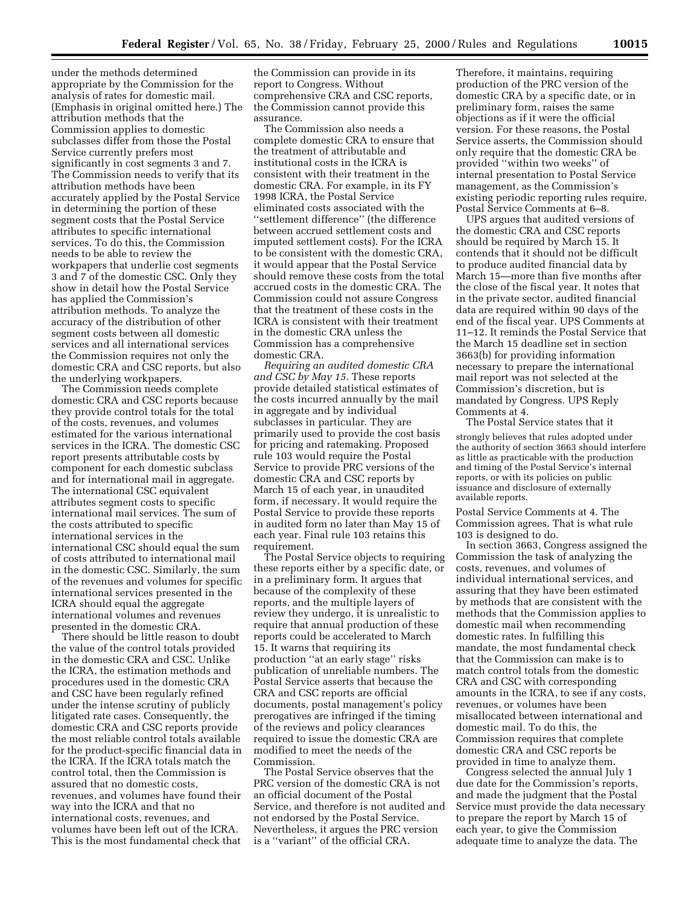under the methods determined appropriate by the Commission for the analysis of rates for domestic mail. (Emphasis in original omitted here.) The attribution methods that the Commission applies to domestic subclasses differ from those the Postal Service currently prefers most significantly in cost segments 3 and 7. The Commission needs to verify that its attribution methods have been accurately applied by the Postal Service in determining the portion of these segment costs that the Postal Service attributes to specific international services. To do this, the Commission needs to be able to review the workpapers that underlie cost segments 3 and 7 of the domestic CSC. Only they show in detail how the Postal Service has applied the Commission's attribution methods. To analyze the accuracy of the distribution of other segment costs between all domestic services and all international services the Commission requires not only the domestic CRA and CSC reports, but also the underlying workpapers.

The Commission needs complete domestic CRA and CSC reports because they provide control totals for the total of the costs, revenues, and volumes estimated for the various international services in the ICRA. The domestic CSC report presents attributable costs by component for each domestic subclass and for international mail in aggregate. The international CSC equivalent attributes segment costs to specific international mail services. The sum of the costs attributed to specific international services in the international CSC should equal the sum of costs attributed to international mail in the domestic CSC. Similarly, the sum of the revenues and volumes for specific international services presented in the ICRA should equal the aggregate international volumes and revenues presented in the domestic CRA.

There should be little reason to doubt the value of the control totals provided in the domestic CRA and CSC. Unlike the ICRA, the estimation methods and procedures used in the domestic CRA and CSC have been regularly refined under the intense scrutiny of publicly litigated rate cases. Consequently, the domestic CRA and CSC reports provide the most reliable control totals available for the product-specific financial data in the ICRA. If the ICRA totals match the control total, then the Commission is assured that no domestic costs, revenues, and volumes have found their way into the ICRA and that no international costs, revenues, and volumes have been left out of the ICRA. This is the most fundamental check that the Commission can provide in its report to Congress. Without comprehensive CRA and CSC reports, the Commission cannot provide this assurance.

The Commission also needs a complete domestic CRA to ensure that the treatment of attributable and institutional costs in the ICRA is consistent with their treatment in the domestic CRA. For example, in its FY 1998 ICRA, the Postal Service eliminated costs associated with the "settlement difference" (the difference between accrued settlement costs and imputed settlement costs). For the ICRA to be consistent with the domestic CRA, it would appear that the Postal Service should remove these costs from the total accrued costs in the domestic CRA. The Commission could not assure Congress that the treatment of these costs in the ICRA is consistent with their treatment in the domestic CRA unless the Commission has a comprehensive domestic CRA.

*Requiring an audited domestic CRA and CSC by May 15.* These reports provide detailed statistical estimates of the costs incurred annually by the mail in aggregate and by individual subclasses in particular. They are primarily used to provide the cost basis for pricing and ratemaking. Proposed rule 103 would require the Postal Service to provide PRC versions of the domestic CRA and CSC reports by March 15 of each year, in unaudited form, if necessary. It would require the Postal Service to provide these reports in audited form no later than May 15 of each year. Final rule 103 retains this requirement.

The Postal Service objects to requiring these reports either by a specific date, or in a preliminary form. It argues that because of the complexity of these reports, and the multiple layers of review they undergo, it is unrealistic to require that annual production of these reports could be accelerated to March 15. It warns that requiring its production "at an early stage" risks publication of unreliable numbers. The Postal Service asserts that because the CRA and CSC reports are official documents, postal management's policy prerogatives are infringed if the timing of the reviews and policy clearances required to issue the domestic CRA are modified to meet the needs of the Commission.

The Postal Service observes that the PRC version of the domestic CRA is not an official document of the Postal Service, and therefore is not audited and not endorsed by the Postal Service. Nevertheless, it argues the PRC version is a "variant" of the official CRA. Therefore, it maintains, requiring production of the PRC version of the domestic CRA by a specific date, or in preliminary form, raises the same objections as if it were the official version. For these reasons, the Postal Service asserts, the Commission should only require that the domestic CRA be provided "within two weeks" of internal presentation to Postal Service management, as the Commission's existing periodic reporting rules require. Postal Service Comments at 6–8.

UPS argues that audited versions of the domestic CRA and CSC reports should be required by March 15. It contends that it should not be difficult to produce audited financial data by March 15—more than five months after the close of the fiscal year. It notes that in the private sector, audited financial data are required within 90 days of the end of the fiscal year. UPS Comments at 11–12. It reminds the Postal Service that the March 15 deadline set in section 3663(b) for providing information necessary to prepare the international mail report was not selected at the Commission's discretion, but is mandated by Congress. UPS Reply Comments at 4.

The Postal Service states that it

> strongly believes that rules adopted under the authority of section 3663 should interfere as little as practicable with the production and timing of the Postal Service's internal reports, or with its policies on public issuance and disclosure of externally available reports.

Postal Service Comments at 4. The Commission agrees. That is what rule 103 is designed to do.

In section 3663, Congress assigned the Commission the task of analyzing the costs, revenues, and volumes of individual international services, and assuring that they have been estimated by methods that are consistent with the methods that the Commission applies to domestic mail when recommending domestic rates. In fulfilling this mandate, the most fundamental check that the Commission can make is to match control totals from the domestic CRA and CSC with corresponding amounts in the ICRA, to see if any costs, revenues, or volumes have been misallocated between international and domestic mail. To do this, the Commission requires that complete domestic CRA and CSC reports be provided in time to analyze them.

Congress selected the annual July 1 due date for the Commission's reports, and made the judgment that the Postal Service must provide the data necessary to prepare the report by March 15 of each year, to give the Commission adequate time to analyze the data. The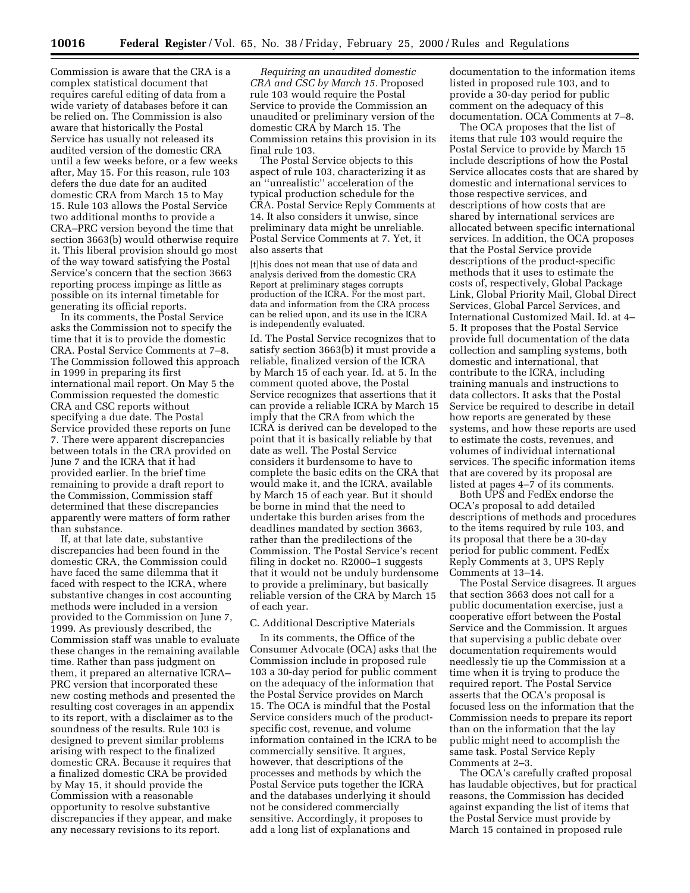Commission is aware that the CRA is a complex statistical document that requires careful editing of data from a wide variety of databases before it can be relied on. The Commission is also aware that historically the Postal Service has usually not released its audited version of the domestic CRA until a few weeks before, or a few weeks after, May 15. For this reason, rule 103 defers the due date for an audited domestic CRA from March 15 to May 15. Rule 103 allows the Postal Service two additional months to provide a CRA–PRC version beyond the time that section 3663(b) would otherwise require it. This liberal provision should go most of the way toward satisfying the Postal Service's concern that the section 3663 reporting process impinge as little as possible on its internal timetable for generating its official reports.

In its comments, the Postal Service asks the Commission not to specify the time that it is to provide the domestic CRA. Postal Service Comments at 7–8. The Commission followed this approach in 1999 in preparing its first international mail report. On May 5 the Commission requested the domestic CRA and CSC reports without specifying a due date. The Postal Service provided these reports on June 7. There were apparent discrepancies between totals in the CRA provided on June 7 and the ICRA that it had provided earlier. In the brief time remaining to provide a draft report to the Commission, Commission staff determined that these discrepancies apparently were matters of form rather than substance.

If, at that late date, substantive discrepancies had been found in the domestic CRA, the Commission could have faced the same dilemma that it faced with respect to the ICRA, where substantive changes in cost accounting methods were included in a version provided to the Commission on June 7, 1999. As previously described, the Commission staff was unable to evaluate these changes in the remaining available time. Rather than pass judgment on them, it prepared an alternative ICRA–PRC version that incorporated these new costing methods and presented the resulting cost coverages in an appendix to its report, with a disclaimer as to the soundness of the results. Rule 103 is designed to prevent similar problems arising with respect to the finalized domestic CRA. Because it requires that a finalized domestic CRA be provided by May 15, it should provide the Commission with a reasonable opportunity to resolve substantive discrepancies if they appear, and make any necessary revisions to its report.

*Requiring an unaudited domestic CRA and CSC by March 15.* Proposed rule 103 would require the Postal Service to provide the Commission an unaudited or preliminary version of the domestic CRA by March 15. The Commission retains this provision in its final rule 103.

The Postal Service objects to this aspect of rule 103, characterizing it as an ''unrealistic'' acceleration of the typical production schedule for the CRA. Postal Service Reply Comments at 14. It also considers it unwise, since preliminary data might be unreliable. Postal Service Comments at 7. Yet, it also asserts that

> [t]his does not mean that use of data and analysis derived from the domestic CRA Report at preliminary stages corrupts production of the ICRA. For the most part, data and information from the CRA process can be relied upon, and its use in the ICRA is independently evaluated.

Id. The Postal Service recognizes that to satisfy section 3663(b) it must provide a reliable, finalized version of the ICRA by March 15 of each year. Id. at 5. In the comment quoted above, the Postal Service recognizes that assertions that it can provide a reliable ICRA by March 15 imply that the CRA from which the ICRA is derived can be developed to the point that it is basically reliable by that date as well. The Postal Service considers it burdensome to have to complete the basic edits on the CRA that would make it, and the ICRA, available by March 15 of each year. But it should be borne in mind that the need to undertake this burden arises from the deadlines mandated by section 3663, rather than the predilections of the Commission. The Postal Service's recent filing in docket no. R2000–1 suggests that it would not be unduly burdensome to provide a preliminary, but basically reliable version of the CRA by March 15 of each year.

C. Additional Descriptive Materials

In its comments, the Office of the Consumer Advocate (OCA) asks that the Commission include in proposed rule 103 a 30-day period for public comment on the adequacy of the information that the Postal Service provides on March 15. The OCA is mindful that the Postal Service considers much of the product-specific cost, revenue, and volume information contained in the ICRA to be commercially sensitive. It argues, however, that descriptions of the processes and methods by which the Postal Service puts together the ICRA and the databases underlying it should not be considered commercially sensitive. Accordingly, it proposes to add a long list of explanations and documentation to the information items listed in proposed rule 103, and to provide a 30-day period for public comment on the adequacy of this documentation. OCA Comments at 7–8.

The OCA proposes that the list of items that rule 103 would require the Postal Service to provide by March 15 include descriptions of how the Postal Service allocates costs that are shared by domestic and international services to those respective services, and descriptions of how costs that are shared by international services are allocated between specific international services. In addition, the OCA proposes that the Postal Service provide descriptions of the product-specific methods that it uses to estimate the costs of, respectively, Global Package Link, Global Priority Mail, Global Direct Services, Global Parcel Services, and International Customized Mail. Id. at 4–5. It proposes that the Postal Service provide full documentation of the data collection and sampling systems, both domestic and international, that contribute to the ICRA, including training manuals and instructions to data collectors. It asks that the Postal Service be required to describe in detail how reports are generated by these systems, and how these reports are used to estimate the costs, revenues, and volumes of individual international services. The specific information items that are covered by its proposal are listed at pages 4–7 of its comments.

Both UPS and FedEx endorse the OCA's proposal to add detailed descriptions of methods and procedures to the items required by rule 103, and its proposal that there be a 30-day period for public comment. FedEx Reply Comments at 3, UPS Reply Comments at 13–14.

The Postal Service disagrees. It argues that section 3663 does not call for a public documentation exercise, just a cooperative effort between the Postal Service and the Commission. It argues that supervising a public debate over documentation requirements would needlessly tie up the Commission at a time when it is trying to produce the required report. The Postal Service asserts that the OCA's proposal is focused less on the information that the Commission needs to prepare its report than on the information that the lay public might need to accomplish the same task. Postal Service Reply Comments at 2–3.

The OCA's carefully crafted proposal has laudable objectives, but for practical reasons, the Commission has decided against expanding the list of items that the Postal Service must provide by March 15 contained in proposed rule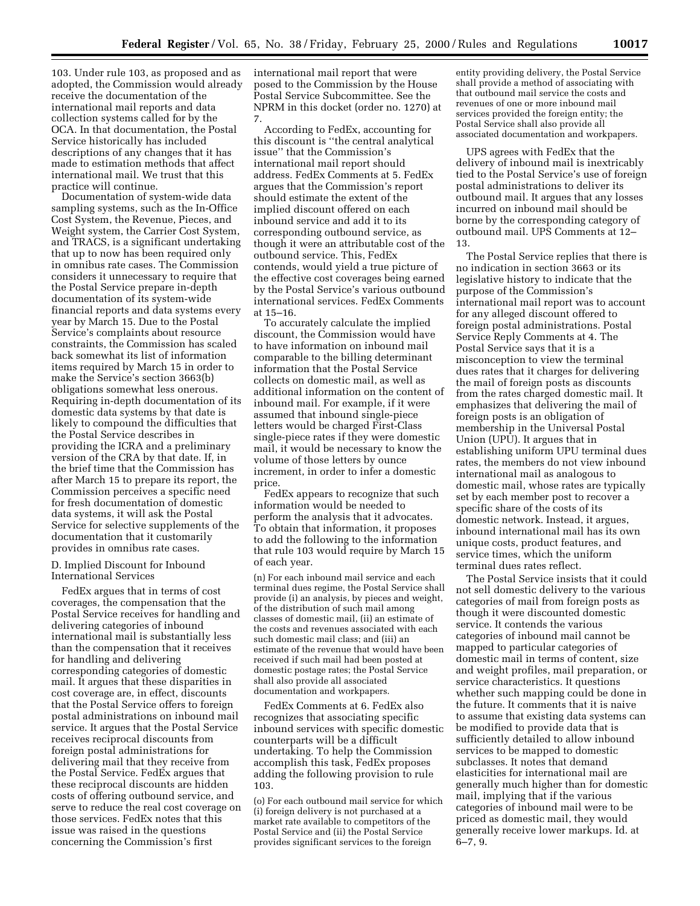103. Under rule 103, as proposed and as adopted, the Commission would already receive the documentation of the international mail reports and data collection systems called for by the OCA. In that documentation, the Postal Service historically has included descriptions of any changes that it has made to estimation methods that affect international mail. We trust that this practice will continue.

Documentation of system-wide data sampling systems, such as the In-Office Cost System, the Revenue, Pieces, and Weight system, the Carrier Cost System, and TRACS, is a significant undertaking that up to now has been required only in omnibus rate cases. The Commission considers it unnecessary to require that the Postal Service prepare in-depth documentation of its system-wide financial reports and data systems every year by March 15. Due to the Postal Service's complaints about resource constraints, the Commission has scaled back somewhat its list of information items required by March 15 in order to make the Service's section 3663(b) obligations somewhat less onerous. Requiring in-depth documentation of its domestic data systems by that date is likely to compound the difficulties that the Postal Service describes in providing the ICRA and a preliminary version of the CRA by that date. If, in the brief time that the Commission has after March 15 to prepare its report, the Commission perceives a specific need for fresh documentation of domestic data systems, it will ask the Postal Service for selective supplements of the documentation that it customarily provides in omnibus rate cases.

D. Implied Discount for Inbound International Services

FedEx argues that in terms of cost coverages, the compensation that the Postal Service receives for handling and delivering categories of inbound international mail is substantially less than the compensation that it receives for handling and delivering corresponding categories of domestic mail. It argues that these disparities in cost coverage are, in effect, discounts that the Postal Service offers to foreign postal administrations on inbound mail service. It argues that the Postal Service receives reciprocal discounts from foreign postal administrations for delivering mail that they receive from the Postal Service. FedEx argues that these reciprocal discounts are hidden costs of offering outbound service, and serve to reduce the real cost coverage on those services. FedEx notes that this issue was raised in the questions concerning the Commission's first international mail report that were posed to the Commission by the House Postal Service Subcommittee. See the NPRM in this docket (order no. 1270) at 7.

According to FedEx, accounting for this discount is "the central analytical issue" that the Commission's international mail report should address. FedEx Comments at 5. FedEx argues that the Commission's report should estimate the extent of the implied discount offered on each inbound service and add it to its corresponding outbound service, as though it were an attributable cost of the outbound service. This, FedEx contends, would yield a true picture of the effective cost coverages being earned by the Postal Service's various outbound international services. FedEx Comments at 15–16.

To accurately calculate the implied discount, the Commission would have to have information on inbound mail comparable to the billing determinant information that the Postal Service collects on domestic mail, as well as additional information on the content of inbound mail. For example, if it were assumed that inbound single-piece letters would be charged First-Class single-piece rates if they were domestic mail, it would be necessary to know the volume of those letters by ounce increment, in order to infer a domestic price.

FedEx appears to recognize that such information would be needed to perform the analysis that it advocates. To obtain that information, it proposes to add the following to the information that rule 103 would require by March 15 of each year.

(n) For each inbound mail service and each terminal dues regime, the Postal Service shall provide (i) an analysis, by pieces and weight, of the distribution of such mail among classes of domestic mail, (ii) an estimate of the costs and revenues associated with each such domestic mail class; and (iii) an estimate of the revenue that would have been received if such mail had been posted at domestic postage rates; the Postal Service shall also provide all associated documentation and workpapers.

FedEx Comments at 6. FedEx also recognizes that associating specific inbound services with specific domestic counterparts will be a difficult undertaking. To help the Commission accomplish this task, FedEx proposes adding the following provision to rule 103.

(o) For each outbound mail service for which (i) foreign delivery is not purchased at a market rate available to competitors of the Postal Service and (ii) the Postal Service provides significant services to the foreign entity providing delivery, the Postal Service shall provide a method of associating with that outbound mail service the costs and revenues of one or more inbound mail services provided the foreign entity; the Postal Service shall also provide all associated documentation and workpapers.

UPS agrees with FedEx that the delivery of inbound mail is inextricably tied to the Postal Service's use of foreign postal administrations to deliver its outbound mail. It argues that any losses incurred on inbound mail should be borne by the corresponding category of outbound mail. UPS Comments at 12–13.

The Postal Service replies that there is no indication in section 3663 or its legislative history to indicate that the purpose of the Commission's international mail report was to account for any alleged discount offered to foreign postal administrations. Postal Service Reply Comments at 4. The Postal Service says that it is a misconception to view the terminal dues rates that it charges for delivering the mail of foreign posts as discounts from the rates charged domestic mail. It emphasizes that delivering the mail of foreign posts is an obligation of membership in the Universal Postal Union (UPU). It argues that in establishing uniform UPU terminal dues rates, the members do not view inbound international mail as analogous to domestic mail, whose rates are typically set by each member post to recover a specific share of the costs of its domestic network. Instead, it argues, inbound international mail has its own unique costs, product features, and service times, which the uniform terminal dues rates reflect.

The Postal Service insists that it could not sell domestic delivery to the various categories of mail from foreign posts as though it were discounted domestic service. It contends the various categories of inbound mail cannot be mapped to particular categories of domestic mail in terms of content, size and weight profiles, mail preparation, or service characteristics. It questions whether such mapping could be done in the future. It comments that it is naive to assume that existing data systems can be modified to provide data that is sufficiently detailed to allow inbound services to be mapped to domestic subclasses. It notes that demand elasticities for international mail are generally much higher than for domestic mail, implying that if the various categories of inbound mail were to be priced as domestic mail, they would generally receive lower markups. Id. at 6–7, 9.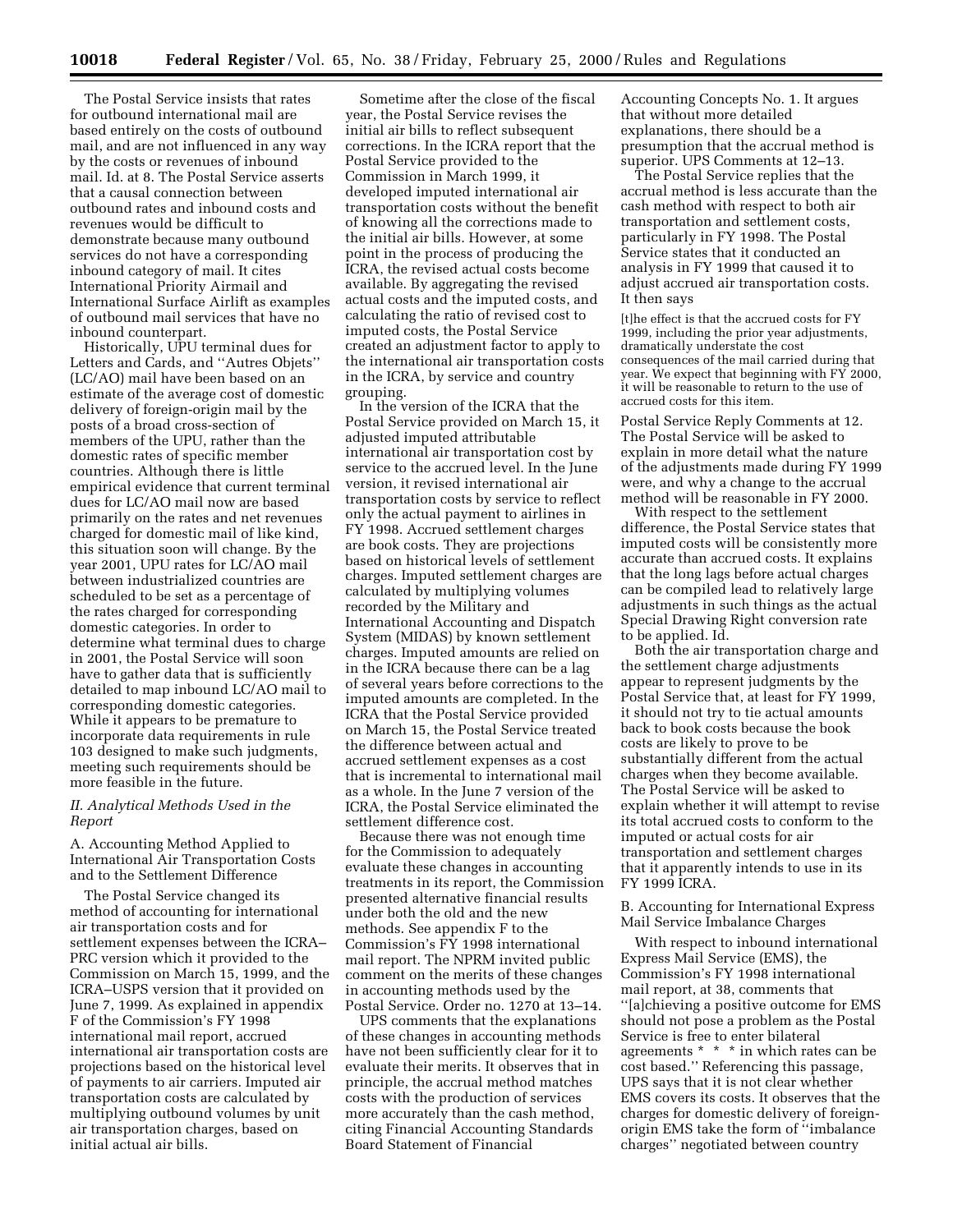The Postal Service insists that rates for outbound international mail are based entirely on the costs of outbound mail, and are not influenced in any way by the costs or revenues of inbound mail. Id. at 8. The Postal Service asserts that a causal connection between outbound rates and inbound costs and revenues would be difficult to demonstrate because many outbound services do not have a corresponding inbound category of mail. It cites International Priority Airmail and International Surface Airlift as examples of outbound mail services that have no inbound counterpart.

Historically, UPU terminal dues for Letters and Cards, and ''Autres Objets'' (LC/AO) mail have been based on an estimate of the average cost of domestic delivery of foreign-origin mail by the posts of a broad cross-section of members of the UPU, rather than the domestic rates of specific member countries. Although there is little empirical evidence that current terminal dues for LC/AO mail now are based primarily on the rates and net revenues charged for domestic mail of like kind, this situation soon will change. By the year 2001, UPU rates for LC/AO mail between industrialized countries are scheduled to be set as a percentage of the rates charged for corresponding domestic categories. In order to determine what terminal dues to charge in 2001, the Postal Service will soon have to gather data that is sufficiently detailed to map inbound LC/AO mail to corresponding domestic categories. While it appears to be premature to incorporate data requirements in rule 103 designed to make such judgments, meeting such requirements should be more feasible in the future.

## *II. Analytical Methods Used in the Report*

### A. Accounting Method Applied to International Air Transportation Costs and to the Settlement Difference

The Postal Service changed its method of accounting for international air transportation costs and for settlement expenses between the ICRA–PRC version which it provided to the Commission on March 15, 1999, and the ICRA–USPS version that it provided on June 7, 1999. As explained in appendix F of the Commission's FY 1998 international mail report, accrued international air transportation costs are projections based on the historical level of payments to air carriers. Imputed air transportation costs are calculated by multiplying outbound volumes by unit air transportation charges, based on initial actual air bills.

Sometime after the close of the fiscal year, the Postal Service revises the initial air bills to reflect subsequent corrections. In the ICRA report that the Postal Service provided to the Commission in March 1999, it developed imputed international air transportation costs without the benefit of knowing all the corrections made to the initial air bills. However, at some point in the process of producing the ICRA, the revised actual costs become available. By aggregating the revised actual costs and the imputed costs, and calculating the ratio of revised cost to imputed costs, the Postal Service created an adjustment factor to apply to the international air transportation costs in the ICRA, by service and country grouping.

In the version of the ICRA that the Postal Service provided on March 15, it adjusted imputed attributable international air transportation cost by service to the accrued level. In the June version, it revised international air transportation costs by service to reflect only the actual payment to airlines in FY 1998. Accrued settlement charges are book costs. They are projections based on historical levels of settlement charges. Imputed settlement charges are calculated by multiplying volumes recorded by the Military and International Accounting and Dispatch System (MIDAS) by known settlement charges. Imputed amounts are relied on in the ICRA because there can be a lag of several years before corrections to the imputed amounts are completed. In the ICRA that the Postal Service provided on March 15, the Postal Service treated the difference between actual and accrued settlement expenses as a cost that is incremental to international mail as a whole. In the June 7 version of the ICRA, the Postal Service eliminated the settlement difference cost.

Because there was not enough time for the Commission to adequately evaluate these changes in accounting treatments in its report, the Commission presented alternative financial results under both the old and the new methods. See appendix F to the Commission's FY 1998 international mail report. The NPRM invited public comment on the merits of these changes in accounting methods used by the Postal Service. Order no. 1270 at 13–14.

UPS comments that the explanations of these changes in accounting methods have not been sufficiently clear for it to evaluate their merits. It observes that in principle, the accrual method matches costs with the production of services more accurately than the cash method, citing Financial Accounting Standards Board Statement of Financial Accounting Concepts No. 1. It argues that without more detailed explanations, there should be a presumption that the accrual method is superior. UPS Comments at 12–13.

The Postal Service replies that the accrual method is less accurate than the cash method with respect to both air transportation and settlement costs, particularly in FY 1998. The Postal Service states that it conducted an analysis in FY 1999 that caused it to adjust accrued air transportation costs. It then says

> [t]he effect is that the accrued costs for FY 1999, including the prior year adjustments, dramatically understate the cost consequences of the mail carried during that year. We expect that beginning with FY 2000, it will be reasonable to return to the use of accrued costs for this item.

Postal Service Reply Comments at 12. The Postal Service will be asked to explain in more detail what the nature of the adjustments made during FY 1999 were, and why a change to the accrual method will be reasonable in FY 2000.

With respect to the settlement difference, the Postal Service states that imputed costs will be consistently more accurate than accrued costs. It explains that the long lags before actual charges can be compiled lead to relatively large adjustments in such things as the actual Special Drawing Right conversion rate to be applied. Id.

Both the air transportation charge and the settlement charge adjustments appear to represent judgments by the Postal Service that, at least for FY 1999, it should not try to tie actual amounts back to book costs because the book costs are likely to prove to be substantially different from the actual charges when they become available. The Postal Service will be asked to explain whether it will attempt to revise its total accrued costs to conform to the imputed or actual costs for air transportation and settlement charges that it apparently intends to use in its FY 1999 ICRA.

### B. Accounting for International Express Mail Service Imbalance Charges

With respect to inbound international Express Mail Service (EMS), the Commission's FY 1998 international mail report, at 38, comments that ''[a]chieving a positive outcome for EMS should not pose a problem as the Postal Service is free to enter bilateral agreements * * * in which rates can be cost based.'' Referencing this passage, UPS says that it is not clear whether EMS covers its costs. It observes that the charges for domestic delivery of foreign-origin EMS take the form of ''imbalance charges'' negotiated between country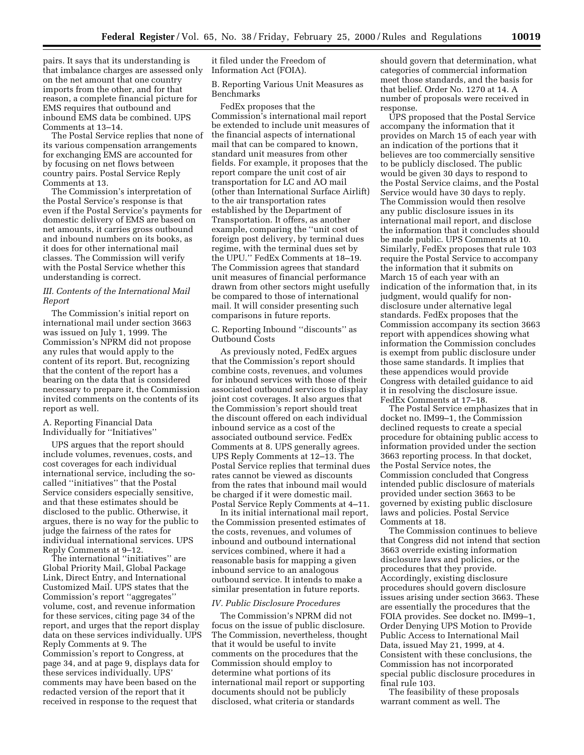pairs. It says that its understanding is that imbalance charges are assessed only on the net amount that one country imports from the other, and for that reason, a complete financial picture for EMS requires that outbound and inbound EMS data be combined. UPS Comments at 13–14.

The Postal Service replies that none of its various compensation arrangements for exchanging EMS are accounted for by focusing on net flows between country pairs. Postal Service Reply Comments at 13.

The Commission's interpretation of the Postal Service's response is that even if the Postal Service's payments for domestic delivery of EMS are based on net amounts, it carries gross outbound and inbound numbers on its books, as it does for other international mail classes. The Commission will verify with the Postal Service whether this understanding is correct.

### *III. Contents of the International Mail Report*

The Commission's initial report on international mail under section 3663 was issued on July 1, 1999. The Commission's NPRM did not propose any rules that would apply to the content of its report. But, recognizing that the content of the report has a bearing on the data that is considered necessary to prepare it, the Commission invited comments on the contents of its report as well.

#### A. Reporting Financial Data Individually for ''Initiatives''

UPS argues that the report should include volumes, revenues, costs, and cost coverages for each individual international service, including the so-called ''initiatives'' that the Postal Service considers especially sensitive, and that these estimates should be disclosed to the public. Otherwise, it argues, there is no way for the public to judge the fairness of the rates for individual international services. UPS Reply Comments at 9–12.

The international ''initiatives'' are Global Priority Mail, Global Package Link, Direct Entry, and International Customized Mail. UPS states that the Commission's report ''aggregates'' volume, cost, and revenue information for these services, citing page 34 of the report, and urges that the report display data on these services individually. UPS Reply Comments at 9. The Commission's report to Congress, at page 34, and at page 9, displays data for these services individually. UPS' comments may have been based on the redacted version of the report that it received in response to the request that it filed under the Freedom of Information Act (FOIA).

#### B. Reporting Various Unit Measures as Benchmarks

FedEx proposes that the Commission's international mail report be extended to include unit measures of the financial aspects of international mail that can be compared to known, standard unit measures from other fields. For example, it proposes that the report compare the unit cost of air transportation for LC and AO mail (other than International Surface Airlift) to the air transportation rates established by the Department of Transportation. It offers, as another example, comparing the ''unit cost of foreign post delivery, by terminal dues regime, with the terminal dues set by the UPU.'' FedEx Comments at 18–19. The Commission agrees that standard unit measures of financial performance drawn from other sectors might usefully be compared to those of international mail. It will consider presenting such comparisons in future reports.

#### C. Reporting Inbound ''discounts'' as Outbound Costs

As previously noted, FedEx argues that the Commission's report should combine costs, revenues, and volumes for inbound services with those of their associated outbound services to display joint cost coverages. It also argues that the Commission's report should treat the discount offered on each individual inbound service as a cost of the associated outbound service. FedEx Comments at 8. UPS generally agrees. UPS Reply Comments at 12–13. The Postal Service replies that terminal dues rates cannot be viewed as discounts from the rates that inbound mail would be charged if it were domestic mail. Postal Service Reply Comments at 4–11.

In its initial international mail report, the Commission presented estimates of the costs, revenues, and volumes of inbound and outbound international services combined, where it had a reasonable basis for mapping a given inbound service to an analogous outbound service. It intends to make a similar presentation in future reports.

### *IV. Public Disclosure Procedures*

The Commission's NPRM did not focus on the issue of public disclosure. The Commission, nevertheless, thought that it would be useful to invite comments on the procedures that the Commission should employ to determine what portions of its international mail report or supporting documents should not be publicly disclosed, what criteria or standards should govern that determination, what categories of commercial information meet those standards, and the basis for that belief. Order No. 1270 at 14. A number of proposals were received in response.

UPS proposed that the Postal Service accompany the information that it provides on March 15 of each year with an indication of the portions that it believes are too commercially sensitive to be publicly disclosed. The public would be given 30 days to respond to the Postal Service claims, and the Postal Service would have 30 days to reply. The Commission would then resolve any public disclosure issues in its international mail report, and disclose the information that it concludes should be made public. UPS Comments at 10. Similarly, FedEx proposes that rule 103 require the Postal Service to accompany the information that it submits on March 15 of each year with an indication of the information that, in its judgment, would qualify for non-disclosure under alternative legal standards. FedEx proposes that the Commission accompany its section 3663 report with appendices showing what information the Commission concludes is exempt from public disclosure under those same standards. It implies that these appendices would provide Congress with detailed guidance to aid it in resolving the disclosure issue. FedEx Comments at 17–18.

The Postal Service emphasizes that in docket no. IM99–1, the Commission declined requests to create a special procedure for obtaining public access to information provided under the section 3663 reporting process. In that docket, the Postal Service notes, the Commission concluded that Congress intended public disclosure of materials provided under section 3663 to be governed by existing public disclosure laws and policies. Postal Service Comments at 18.

The Commission continues to believe that Congress did not intend that section 3663 override existing information disclosure laws and policies, or the procedures that they provide. Accordingly, existing disclosure procedures should govern disclosure issues arising under section 3663. These are essentially the procedures that the FOIA provides. See docket no. IM99–1, Order Denying UPS Motion to Provide Public Access to International Mail Data, issued May 21, 1999, at 4. Consistent with these conclusions, the Commission has not incorporated special public disclosure procedures in final rule 103.

The feasibility of these proposals warrant comment as well. The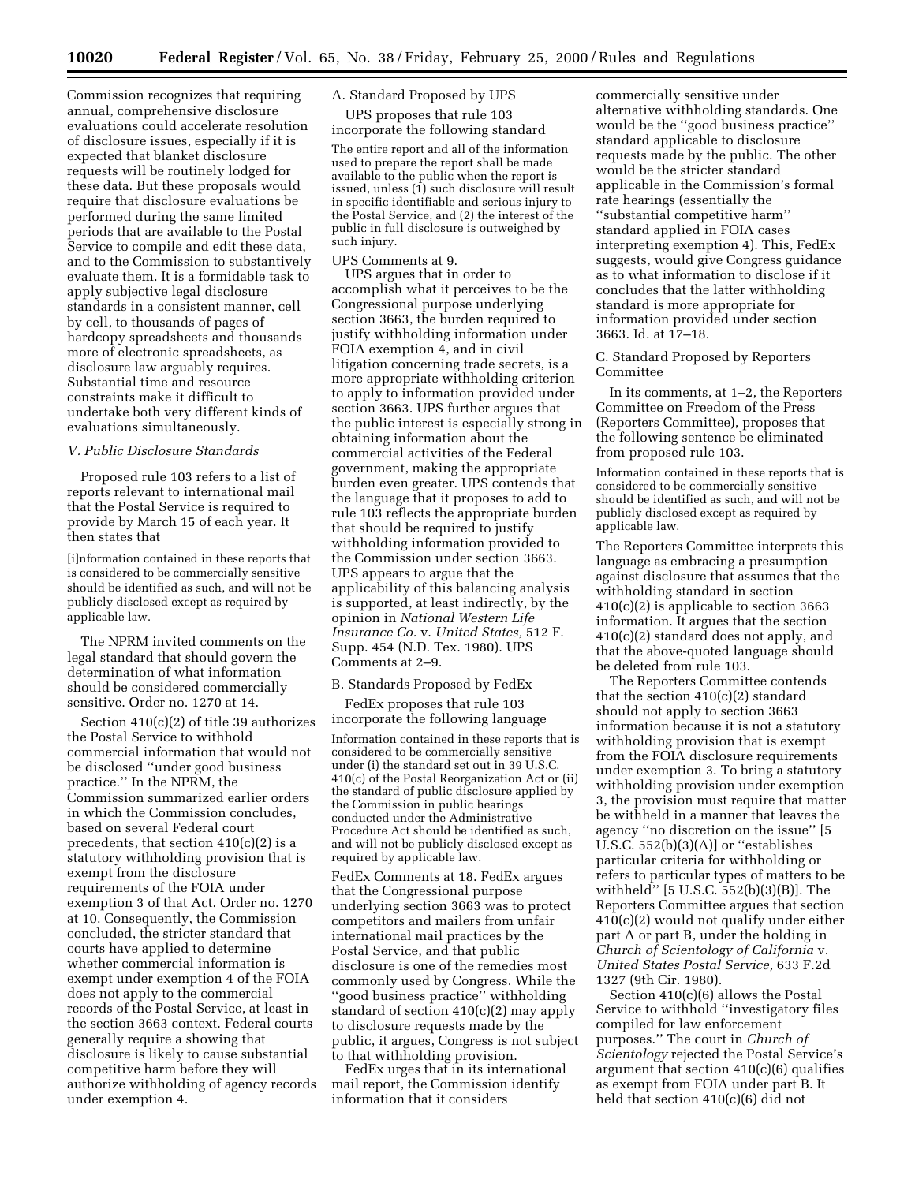Commission recognizes that requiring annual, comprehensive disclosure evaluations could accelerate resolution of disclosure issues, especially if it is expected that blanket disclosure requests will be routinely lodged for these data. But these proposals would require that disclosure evaluations be performed during the same limited periods that are available to the Postal Service to compile and edit these data, and to the Commission to substantively evaluate them. It is a formidable task to apply subjective legal disclosure standards in a consistent manner, cell by cell, to thousands of pages of hardcopy spreadsheets and thousands more of electronic spreadsheets, as disclosure law arguably requires. Substantial time and resource constraints make it difficult to undertake both very different kinds of evaluations simultaneously.

### *V. Public Disclosure Standards*

Proposed rule 103 refers to a list of reports relevant to international mail that the Postal Service is required to provide by March 15 of each year. It then states that

> [i]nformation contained in these reports that is considered to be commercially sensitive should be identified as such, and will not be publicly disclosed except as required by applicable law.

The NPRM invited comments on the legal standard that should govern the determination of what information should be considered commercially sensitive. Order no. 1270 at 14.

Section 410(c)(2) of title 39 authorizes the Postal Service to withhold commercial information that would not be disclosed ''under good business practice.'' In the NPRM, the Commission summarized earlier orders in which the Commission concludes, based on several Federal court precedents, that section 410(c)(2) is a statutory withholding provision that is exempt from the disclosure requirements of the FOIA under exemption 3 of that Act. Order no. 1270 at 10. Consequently, the Commission concluded, the stricter standard that courts have applied to determine whether commercial information is exempt under exemption 4 of the FOIA does not apply to the commercial records of the Postal Service, at least in the section 3663 context. Federal courts generally require a showing that disclosure is likely to cause substantial competitive harm before they will authorize withholding of agency records under exemption 4.

#### A. Standard Proposed by UPS

UPS proposes that rule 103 incorporate the following standard

> The entire report and all of the information used to prepare the report shall be made available to the public when the report is issued, unless (1) such disclosure will result in specific identifiable and serious injury to the Postal Service, and (2) the interest of the public in full disclosure is outweighed by such injury.

UPS Comments at 9.

UPS argues that in order to accomplish what it perceives to be the Congressional purpose underlying section 3663, the burden required to justify withholding information under FOIA exemption 4, and in civil litigation concerning trade secrets, is a more appropriate withholding criterion to apply to information provided under section 3663. UPS further argues that the public interest is especially strong in obtaining information about the commercial activities of the Federal government, making the appropriate burden even greater. UPS contends that the language that it proposes to add to rule 103 reflects the appropriate burden that should be required to justify withholding information provided to the Commission under section 3663. UPS appears to argue that the applicability of this balancing analysis is supported, at least indirectly, by the opinion in *National Western Life Insurance Co.* v. *United States,* 512 F. Supp. 454 (N.D. Tex. 1980). UPS Comments at 2–9.

#### B. Standards Proposed by FedEx

FedEx proposes that rule 103 incorporate the following language

> Information contained in these reports that is considered to be commercially sensitive under (i) the standard set out in 39 U.S.C. 410(c) of the Postal Reorganization Act or (ii) the standard of public disclosure applied by the Commission in public hearings conducted under the Administrative Procedure Act should be identified as such, and will not be publicly disclosed except as required by applicable law.

FedEx Comments at 18. FedEx argues that the Congressional purpose underlying section 3663 was to protect competitors and mailers from unfair international mail practices by the Postal Service, and that public disclosure is one of the remedies most commonly used by Congress. While the ''good business practice'' withholding standard of section 410(c)(2) may apply to disclosure requests made by the public, it argues, Congress is not subject to that withholding provision.

FedEx urges that in its international mail report, the Commission identify information that it considers commercially sensitive under alternative withholding standards. One would be the ''good business practice'' standard applicable to disclosure requests made by the public. The other would be the stricter standard applicable in the Commission's formal rate hearings (essentially the ''substantial competitive harm'' standard applied in FOIA cases interpreting exemption 4). This, FedEx suggests, would give Congress guidance as to what information to disclose if it concludes that the latter withholding standard is more appropriate for information provided under section 3663. Id. at 17–18.

#### C. Standard Proposed by Reporters Committee

In its comments, at 1–2, the Reporters Committee on Freedom of the Press (Reporters Committee), proposes that the following sentence be eliminated from proposed rule 103.

> Information contained in these reports that is considered to be commercially sensitive should be identified as such, and will not be publicly disclosed except as required by applicable law.

The Reporters Committee interprets this language as embracing a presumption against disclosure that assumes that the withholding standard in section 410(c)(2) is applicable to section 3663 information. It argues that the section 410(c)(2) standard does not apply, and that the above-quoted language should be deleted from rule 103.

The Reporters Committee contends that the section 410(c)(2) standard should not apply to section 3663 information because it is not a statutory withholding provision that is exempt from the FOIA disclosure requirements under exemption 3. To bring a statutory withholding provision under exemption 3, the provision must require that matter be withheld in a manner that leaves the agency ''no discretion on the issue'' [5 U.S.C. 552(b)(3)(A)] or ''establishes particular criteria for withholding or refers to particular types of matters to be withheld'' [5 U.S.C. 552(b)(3)(B)]. The Reporters Committee argues that section 410(c)(2) would not qualify under either part A or part B, under the holding in *Church of Scientology of California* v. *United States Postal Service,* 633 F.2d 1327 (9th Cir. 1980).

Section 410(c)(6) allows the Postal Service to withhold ''investigatory files compiled for law enforcement purposes.'' The court in *Church of Scientology* rejected the Postal Service's argument that section 410(c)(6) qualifies as exempt from FOIA under part B. It held that section 410(c)(6) did not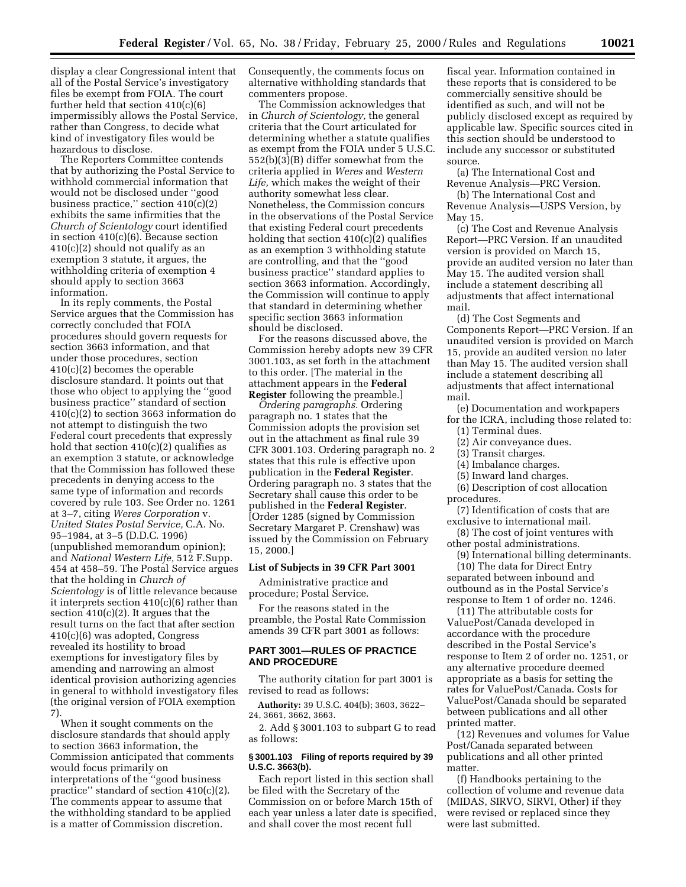display a clear Congressional intent that all of the Postal Service's investigatory files be exempt from FOIA. The court further held that section 410(c)(6) impermissibly allows the Postal Service, rather than Congress, to decide what kind of investigatory files would be hazardous to disclose.

The Reporters Committee contends that by authorizing the Postal Service to withhold commercial information that would not be disclosed under "good business practice," section 410(c)(2) exhibits the same infirmities that the *Church of Scientology* court identified in section 410(c)(6). Because section 410(c)(2) should not qualify as an exemption 3 statute, it argues, the withholding criteria of exemption 4 should apply to section 3663 information.

In its reply comments, the Postal Service argues that the Commission has correctly concluded that FOIA procedures should govern requests for section 3663 information, and that under those procedures, section 410(c)(2) becomes the operable disclosure standard. It points out that those who object to applying the "good business practice" standard of section 410(c)(2) to section 3663 information do not attempt to distinguish the two Federal court precedents that expressly hold that section 410(c)(2) qualifies as an exemption 3 statute, or acknowledge that the Commission has followed these precedents in denying access to the same type of information and records covered by rule 103. See Order no. 1261 at 3–7, citing *Weres Corporation* v. *United States Postal Service,* C.A. No. 95–1984, at 3–5 (D.D.C. 1996) (unpublished memorandum opinion); and *National Western Life,* 512 F.Supp. 454 at 458–59. The Postal Service argues that the holding in *Church of Scientology* is of little relevance because it interprets section 410(c)(6) rather than section 410(c)(2). It argues that the result turns on the fact that after section 410(c)(6) was adopted, Congress revealed its hostility to broad exemptions for investigatory files by amending and narrowing an almost identical provision authorizing agencies in general to withhold investigatory files (the original version of FOIA exemption 7).

When it sought comments on the disclosure standards that should apply to section 3663 information, the Commission anticipated that comments would focus primarily on interpretations of the "good business practice" standard of section 410(c)(2). The comments appear to assume that the withholding standard to be applied is a matter of Commission discretion. Consequently, the comments focus on alternative withholding standards that commenters propose.

The Commission acknowledges that in *Church of Scientology,* the general criteria that the Court articulated for determining whether a statute qualifies as exempt from the FOIA under 5 U.S.C. 552(b)(3)(B) differ somewhat from the criteria applied in *Weres* and *Western Life,* which makes the weight of their authority somewhat less clear. Nonetheless, the Commission concurs in the observations of the Postal Service that existing Federal court precedents holding that section 410(c)(2) qualifies as an exemption 3 withholding statute are controlling, and that the "good business practice" standard applies to section 3663 information. Accordingly, the Commission will continue to apply that standard in determining whether specific section 3663 information should be disclosed.

For the reasons discussed above, the Commission hereby adopts new 39 CFR 3001.103, as set forth in the attachment to this order. [The material in the attachment appears in the **Federal Register** following the preamble.]

*Ordering paragraphs.* Ordering paragraph no. 1 states that the Commission adopts the provision set out in the attachment as final rule 39 CFR 3001.103. Ordering paragraph no. 2 states that this rule is effective upon publication in the **Federal Register**. Ordering paragraph no. 3 states that the Secretary shall cause this order to be published in the **Federal Register**. [Order 1285 (signed by Commission Secretary Margaret P. Crenshaw) was issued by the Commission on February 15, 2000.]

### List of Subjects in 39 CFR Part 3001

Administrative practice and procedure; Postal Service.

For the reasons stated in the preamble, the Postal Rate Commission amends 39 CFR part 3001 as follows:

## PART 3001—RULES OF PRACTICE AND PROCEDURE

The authority citation for part 3001 is revised to read as follows:

**Authority:** 39 U.S.C. 404(b); 3603, 3622–24, 3661, 3662, 3663.

2. Add § 3001.103 to subpart G to read as follows:

#### § 3001.103 Filing of reports required by 39 U.S.C. 3663(b).

Each report listed in this section shall be filed with the Secretary of the Commission on or before March 15th of each year unless a later date is specified, and shall cover the most recent full fiscal year. Information contained in these reports that is considered to be commercially sensitive should be identified as such, and will not be publicly disclosed except as required by applicable law. Specific sources cited in this section should be understood to include any successor or substituted source.

(a) The International Cost and Revenue Analysis—PRC Version.

(b) The International Cost and Revenue Analysis—USPS Version, by May 15.

(c) The Cost and Revenue Analysis Report—PRC Version. If an unaudited version is provided on March 15, provide an audited version no later than May 15. The audited version shall include a statement describing all adjustments that affect international mail.

(d) The Cost Segments and Components Report—PRC Version. If an unaudited version is provided on March 15, provide an audited version no later than May 15. The audited version shall include a statement describing all adjustments that affect international mail.

(e) Documentation and workpapers for the ICRA, including those related to:

(1) Terminal dues.

(2) Air conveyance dues.

(3) Transit charges.

(4) Imbalance charges.

(5) Inward land charges.

(6) Description of cost allocation procedures.

(7) Identification of costs that are exclusive to international mail.

(8) The cost of joint ventures with other postal administrations.

(9) International billing determinants.

(10) The data for Direct Entry separated between inbound and outbound as in the Postal Service's response to Item 1 of order no. 1246.

(11) The attributable costs for ValuePost/Canada developed in accordance with the procedure described in the Postal Service's response to Item 2 of order no. 1251, or any alternative procedure deemed appropriate as a basis for setting the rates for ValuePost/Canada. Costs for ValuePost/Canada should be separated between publications and all other printed matter.

(12) Revenues and volumes for Value Post/Canada separated between publications and all other printed matter.

(f) Handbooks pertaining to the collection of volume and revenue data (MIDAS, SIRVO, SIRVI, Other) if they were revised or replaced since they were last submitted.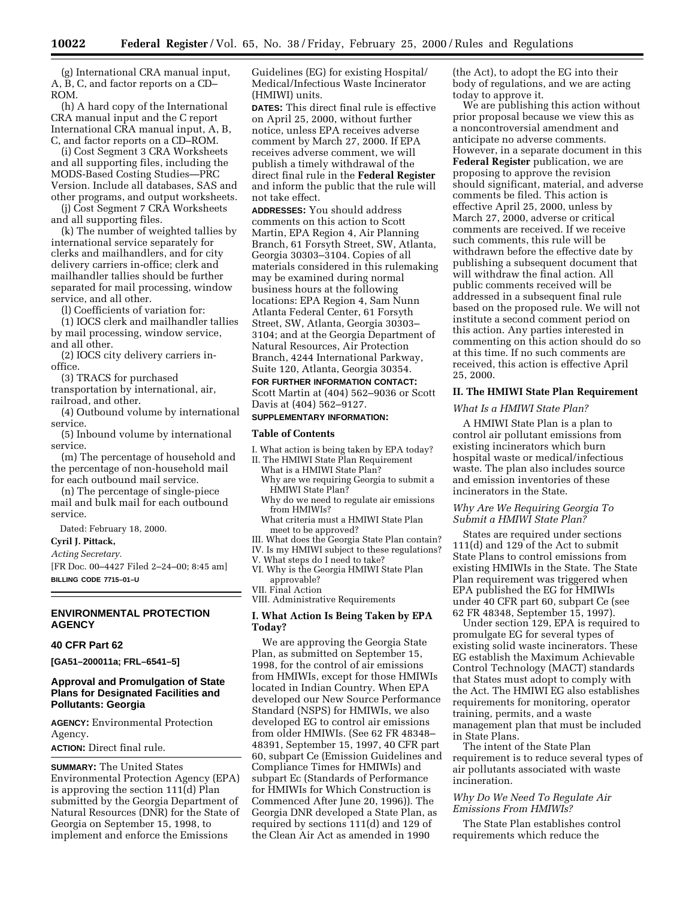(g) International CRA manual input, A, B, C, and factor reports on a CD–ROM.

(h) A hard copy of the International CRA manual input and the C report International CRA manual input, A, B, C, and factor reports on a CD–ROM.

(i) Cost Segment 3 CRA Worksheets and all supporting files, including the MODS-Based Costing Studies—PRC Version. Include all databases, SAS and other programs, and output worksheets.

(j) Cost Segment 7 CRA Worksheets and all supporting files.

(k) The number of weighted tallies by international service separately for clerks and mailhandlers, and for city delivery carriers in-office; clerk and mailhandler tallies should be further separated for mail processing, window service, and all other.

(l) Coefficients of variation for:

(1) IOCS clerk and mailhandler tallies by mail processing, window service, and all other.

(2) IOCS city delivery carriers in-office.

(3) TRACS for purchased transportation by international, air, railroad, and other.

(4) Outbound volume by international service.

(5) Inbound volume by international service.

(m) The percentage of household and the percentage of non-household mail for each outbound mail service.

(n) The percentage of single-piece mail and bulk mail for each outbound service.

Dated: February 18, 2000.

**Cyril J. Pittack,**

*Acting Secretary.*

[FR Doc. 00–4427 Filed 2–24–00; 8:45 am]

**BILLING CODE 7715–01–U**

---

## ENVIRONMENTAL PROTECTION AGENCY

### 40 CFR Part 62

**[GA51–200011a; FRL–6541–5]**

### Approval and Promulgation of State Plans for Designated Facilities and Pollutants: Georgia

**AGENCY:** Environmental Protection Agency.

**ACTION:** Direct final rule.

**SUMMARY:** The United States Environmental Protection Agency (EPA) is approving the section 111(d) Plan submitted by the Georgia Department of Natural Resources (DNR) for the State of Georgia on September 15, 1998, to implement and enforce the Emissions Guidelines (EG) for existing Hospital/Medical/Infectious Waste Incinerator (HMIWI) units.

**DATES:** This direct final rule is effective on April 25, 2000, without further notice, unless EPA receives adverse comment by March 27, 2000. If EPA receives adverse comment, we will publish a timely withdrawal of the direct final rule in the **Federal Register** and inform the public that the rule will not take effect.

**ADDRESSES:** You should address comments on this action to Scott Martin, EPA Region 4, Air Planning Branch, 61 Forsyth Street, SW, Atlanta, Georgia 30303–3104. Copies of all materials considered in this rulemaking may be examined during normal business hours at the following locations: EPA Region 4, Sam Nunn Atlanta Federal Center, 61 Forsyth Street, SW, Atlanta, Georgia 30303–3104; and at the Georgia Department of Natural Resources, Air Protection Branch, 4244 International Parkway, Suite 120, Atlanta, Georgia 30354.

**FOR FURTHER INFORMATION CONTACT:** Scott Martin at (404) 562–9036 or Scott Davis at (404) 562–9127.

**SUPPLEMENTARY INFORMATION:**

#### Table of Contents

I. What action is being taken by EPA today?
II. The HMIWI State Plan Requirement
  What is a HMIWI State Plan?
  Why are we requiring Georgia to submit a HMIWI State Plan?
  Why do we need to regulate air emissions from HMIWIs?
  What criteria must a HMIWI State Plan meet to be approved?
III. What does the Georgia State Plan contain?
IV. Is my HMIWI subject to these regulations?
V. What steps do I need to take?
VI. Why is the Georgia HMIWI State Plan approvable?
VII. Final Action
VIII. Administrative Requirements

#### I. What Action Is Being Taken by EPA Today?

We are approving the Georgia State Plan, as submitted on September 15, 1998, for the control of air emissions from HMIWIs, except for those HMIWIs located in Indian Country. When EPA developed our New Source Performance Standard (NSPS) for HMIWIs, we also developed EG to control air emissions from older HMIWIs. (See 62 FR 48348–48391, September 15, 1997, 40 CFR part 60, subpart Ce (Emission Guidelines and Compliance Times for HMIWIs) and subpart Ec (Standards of Performance for HMIWIs for Which Construction is Commenced After June 20, 1996)). The Georgia DNR developed a State Plan, as required by sections 111(d) and 129 of the Clean Air Act as amended in 1990 (the Act), to adopt the EG into their body of regulations, and we are acting today to approve it.

We are publishing this action without prior proposal because we view this as a noncontroversial amendment and anticipate no adverse comments. However, in a separate document in this **Federal Register** publication, we are proposing to approve the revision should significant, material, and adverse comments be filed. This action is effective April 25, 2000, unless by March 27, 2000, adverse or critical comments are received. If we receive such comments, this rule will be withdrawn before the effective date by publishing a subsequent document that will withdraw the final action. All public comments received will be addressed in a subsequent final rule based on the proposed rule. We will not institute a second comment period on this action. Any parties interested in commenting on this action should do so at this time. If no such comments are received, this action is effective April 25, 2000.

#### II. The HMIWI State Plan Requirement

*What Is a HMIWI State Plan?*

A HMIWI State Plan is a plan to control air pollutant emissions from existing incinerators which burn hospital waste or medical/infectious waste. The plan also includes source and emission inventories of these incinerators in the State.

*Why Are We Requiring Georgia To Submit a HMIWI State Plan?*

States are required under sections 111(d) and 129 of the Act to submit State Plans to control emissions from existing HMIWIs in the State. The State Plan requirement was triggered when EPA published the EG for HMIWIs under 40 CFR part 60, subpart Ce (see 62 FR 48348, September 15, 1997).

Under section 129, EPA is required to promulgate EG for several types of existing solid waste incinerators. These EG establish the Maximum Achievable Control Technology (MACT) standards that States must adopt to comply with the Act. The HMIWI EG also establishes requirements for monitoring, operator training, permits, and a waste management plan that must be included in State Plans.

The intent of the State Plan requirement is to reduce several types of air pollutants associated with waste incineration.

*Why Do We Need To Regulate Air Emissions From HMIWIs?*

The State Plan establishes control requirements which reduce the